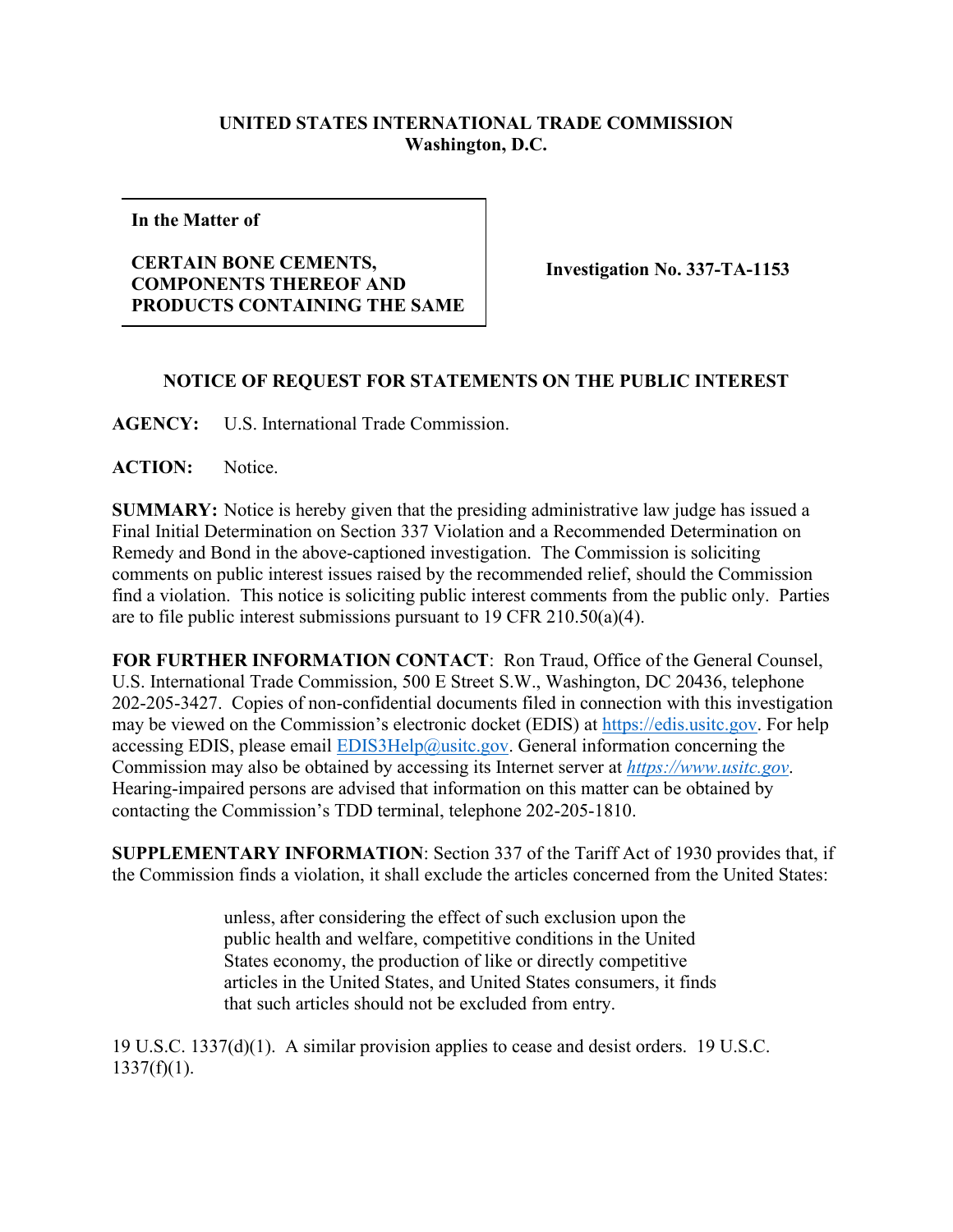**UNITED STATES INTERNATIONAL TRADE COMMISSION**
**Washington, D.C.**

| In the Matter of<br><br>**CERTAIN BONE CEMENTS, COMPONENTS THEREOF AND PRODUCTS CONTAINING THE SAME** | **Investigation No. 337-TA-1153** |
|---|---|

## NOTICE OF REQUEST FOR STATEMENTS ON THE PUBLIC INTEREST

**AGENCY:** U.S. International Trade Commission.

**ACTION:** Notice.

**SUMMARY:** Notice is hereby given that the presiding administrative law judge has issued a Final Initial Determination on Section 337 Violation and a Recommended Determination on Remedy and Bond in the above-captioned investigation. The Commission is soliciting comments on public interest issues raised by the recommended relief, should the Commission find a violation. This notice is soliciting public interest comments from the public only. Parties are to file public interest submissions pursuant to 19 CFR 210.50(a)(4).

**FOR FURTHER INFORMATION CONTACT**: Ron Traud, Office of the General Counsel, U.S. International Trade Commission, 500 E Street S.W., Washington, DC 20436, telephone 202-205-3427. Copies of non-confidential documents filed in connection with this investigation may be viewed on the Commission's electronic docket (EDIS) at https://edis.usitc.gov. For help accessing EDIS, please email EDIS3Help@usitc.gov. General information concerning the Commission may also be obtained by accessing its Internet server at *https://www.usitc.gov*. Hearing-impaired persons are advised that information on this matter can be obtained by contacting the Commission's TDD terminal, telephone 202-205-1810.

**SUPPLEMENTARY INFORMATION**: Section 337 of the Tariff Act of 1930 provides that, if the Commission finds a violation, it shall exclude the articles concerned from the United States:

> unless, after considering the effect of such exclusion upon the public health and welfare, competitive conditions in the United States economy, the production of like or directly competitive articles in the United States, and United States consumers, it finds that such articles should not be excluded from entry.

19 U.S.C. 1337(d)(1). A similar provision applies to cease and desist orders. 19 U.S.C. 1337(f)(1).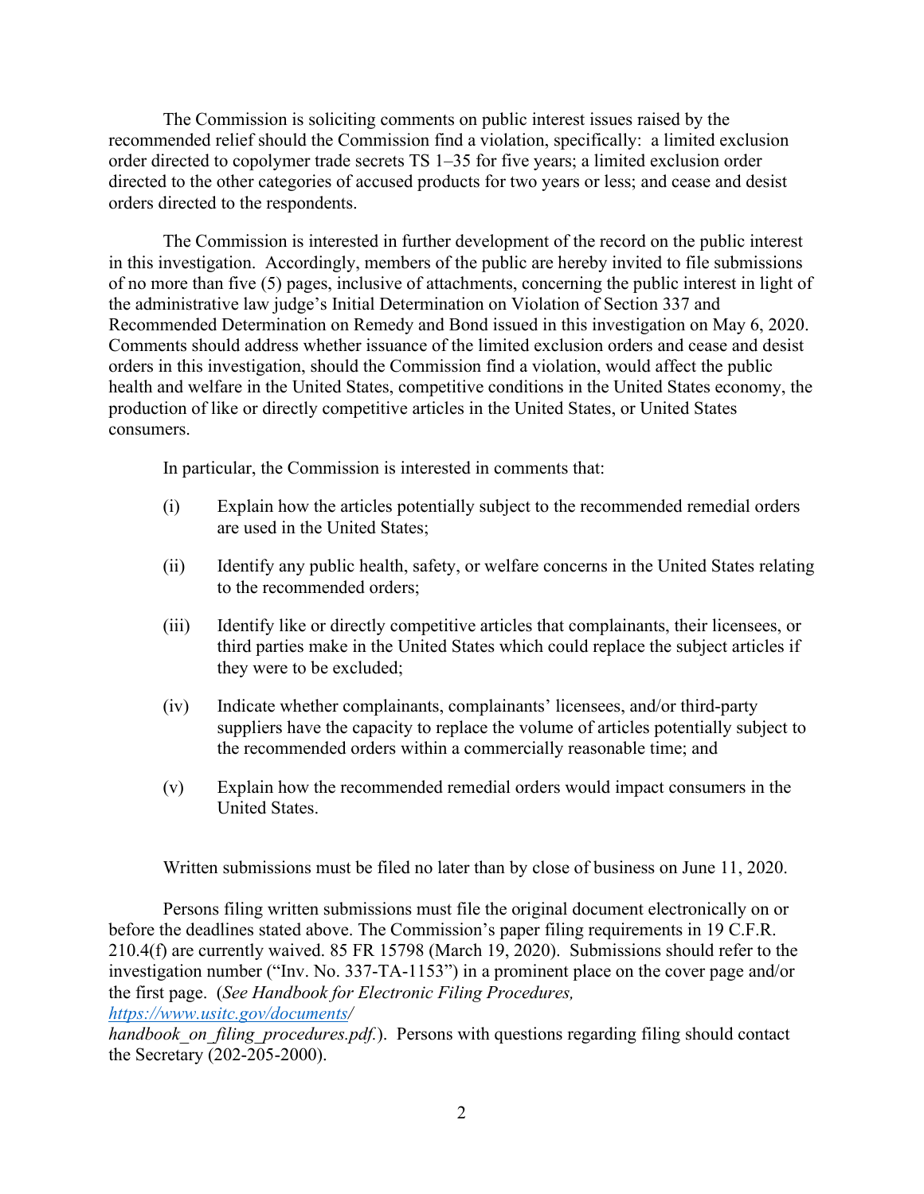The Commission is soliciting comments on public interest issues raised by the recommended relief should the Commission find a violation, specifically: a limited exclusion order directed to copolymer trade secrets TS 1–35 for five years; a limited exclusion order directed to the other categories of accused products for two years or less; and cease and desist orders directed to the respondents.

The Commission is interested in further development of the record on the public interest in this investigation. Accordingly, members of the public are hereby invited to file submissions of no more than five (5) pages, inclusive of attachments, concerning the public interest in light of the administrative law judge's Initial Determination on Violation of Section 337 and Recommended Determination on Remedy and Bond issued in this investigation on May 6, 2020. Comments should address whether issuance of the limited exclusion orders and cease and desist orders in this investigation, should the Commission find a violation, would affect the public health and welfare in the United States, competitive conditions in the United States economy, the production of like or directly competitive articles in the United States, or United States consumers.

In particular, the Commission is interested in comments that:

(i) Explain how the articles potentially subject to the recommended remedial orders are used in the United States;

(ii) Identify any public health, safety, or welfare concerns in the United States relating to the recommended orders;

(iii) Identify like or directly competitive articles that complainants, their licensees, or third parties make in the United States which could replace the subject articles if they were to be excluded;

(iv) Indicate whether complainants, complainants' licensees, and/or third-party suppliers have the capacity to replace the volume of articles potentially subject to the recommended orders within a commercially reasonable time; and

(v) Explain how the recommended remedial orders would impact consumers in the United States.

Written submissions must be filed no later than by close of business on June 11, 2020.

Persons filing written submissions must file the original document electronically on or before the deadlines stated above. The Commission's paper filing requirements in 19 C.F.R. 210.4(f) are currently waived. 85 FR 15798 (March 19, 2020). Submissions should refer to the investigation number ("Inv. No. 337-TA-1153") in a prominent place on the cover page and/or the first page. (*See Handbook for Electronic Filing Procedures, https://www.usitc.gov/documents/handbook_on_filing_procedures.pdf.*). Persons with questions regarding filing should contact the Secretary (202-205-2000).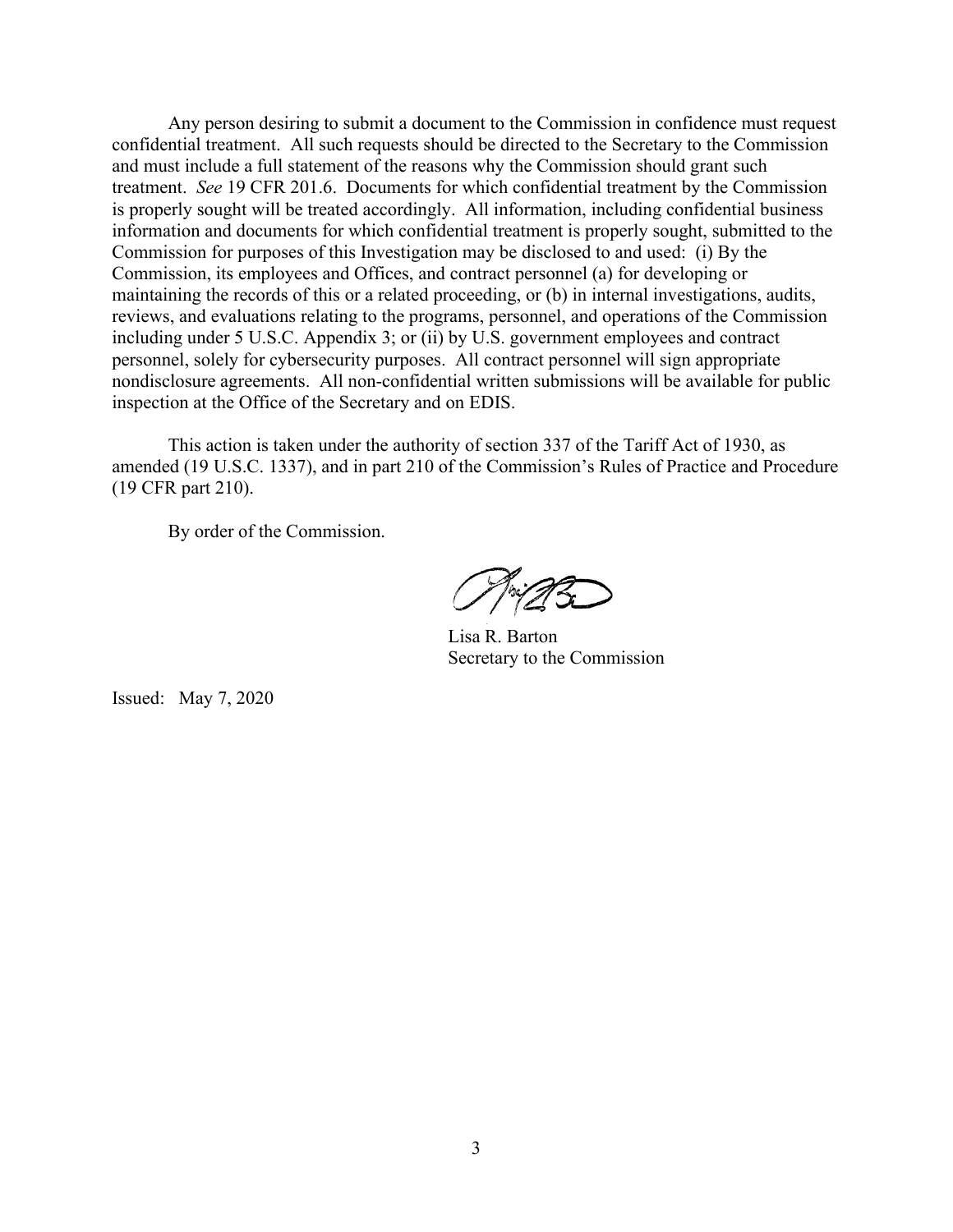Any person desiring to submit a document to the Commission in confidence must request confidential treatment. All such requests should be directed to the Secretary to the Commission and must include a full statement of the reasons why the Commission should grant such treatment. *See* 19 CFR 201.6. Documents for which confidential treatment by the Commission is properly sought will be treated accordingly. All information, including confidential business information and documents for which confidential treatment is properly sought, submitted to the Commission for purposes of this Investigation may be disclosed to and used: (i) By the Commission, its employees and Offices, and contract personnel (a) for developing or maintaining the records of this or a related proceeding, or (b) in internal investigations, audits, reviews, and evaluations relating to the programs, personnel, and operations of the Commission including under 5 U.S.C. Appendix 3; or (ii) by U.S. government employees and contract personnel, solely for cybersecurity purposes. All contract personnel will sign appropriate nondisclosure agreements. All non-confidential written submissions will be available for public inspection at the Office of the Secretary and on EDIS.

This action is taken under the authority of section 337 of the Tariff Act of 1930, as amended (19 U.S.C. 1337), and in part 210 of the Commission's Rules of Practice and Procedure (19 CFR part 210).

By order of the Commission.

Lisa R. Barton
Secretary to the Commission

Issued: May 7, 2020